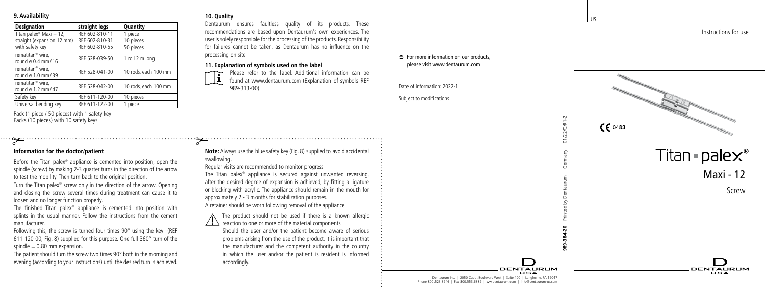## 9. Availability

| Designation | straight legs | Quantity |
| --- | --- | --- |
| Titan palex® Maxi – 12, straight (expansion 12 mm) with safety key | REF 602-810-11<br>REF 602-810-31<br>REF 602-810-55 | 1 piece<br>10 pieces<br>50 pieces |
| rematitan® wire, round ø 0.4 mm / 16 | REF 528-039-50 | 1 roll 2 m long |
| rematitan® wire, round ø 1.0 mm / 39 | REF 528-041-00 | 10 rods, each 100 mm |
| rematitan® wire, round ø 1.2 mm / 47 | REF 528-042-00 | 10 rods, each 100 mm |
| Safety key | REF 611-120-00 | 10 pieces |
| Universal bending key | REF 611-122-00 | 1 piece |

Pack (1 piece / 50 pieces) with 1 safety key
Packs (10 pieces) with 10 safety keys

## 10. Quality

Dentaurum ensures faultless quality of its products. These recommendations are based upon Dentaurum's own experiences. The user is solely responsible for the processing of the products. Responsibility for failures cannot be taken, as Dentaurum has no influence on the processing on site.

## 11. Explanation of symbols used on the label

Please refer to the label. Additional information can be found at www.dentaurum.com (Explanation of symbols REF 989-313-00).

For more information on our products, please visit www.dentaurum.com

Date of information: 2022-1

Subject to modifications

### Information for the doctor/patient

Before the Titan palex® appliance is cemented into position, open the spindle (screw) by making 2-3 quarter turns in the direction of the arrow to test the mobility. Then turn back to the original position.

Turn the Titan palex® screw only in the direction of the arrow. Opening and closing the screw several times during treatment can cause it to loosen and no longer function properly.

The finished Titan palex® appliance is cemented into position with splints in the usual manner. Follow the instructions from the cement manufacturer.

Following this, the screw is turned four times 90° using the key (REF 611-120-00, Fig. 8) supplied for this purpose. One full 360° turn of the spindle = 0.80 mm expansion.

The patient should turn the screw two times 90° both in the morning and evening (according to your instructions) until the desired turn is achieved.

**Note:** Always use the blue safety key (Fig. 8) supplied to avoid accidental swallowing.

Regular visits are recommended to monitor progress.

The Titan palex® appliance is secured against unwanted reversing, after the desired degree of expansion is achieved, by fitting a ligature or blocking with acrylic. The appliance should remain in the mouth for approximately 2 - 3 months for stabilization purposes.

A retainer should be worn following removal of the appliance.

The product should not be used if there is a known allergic reaction to one or more of the material components.

Should the user and/or the patient become aware of serious problems arising from the use of the product, it is important that the manufacturer and the competent authority in the country in which the user and/or the patient is resident is informed accordingly.

989-384-20 Printed by Dentaurum Germany 01/22/C/R1-2

Dentaurum Inc. | 2050 Cabot Boulevard West | Suite 100 | Langhorne, PA 19047
Phone 800.523.3946 | Fax 800.553.6389 | ww.dentaurum.com | info@dentaurum-us.com

US

Instructions for use

CE 0483

# Titan palex®

## Maxi - 12

Screw

DENTAURUM USA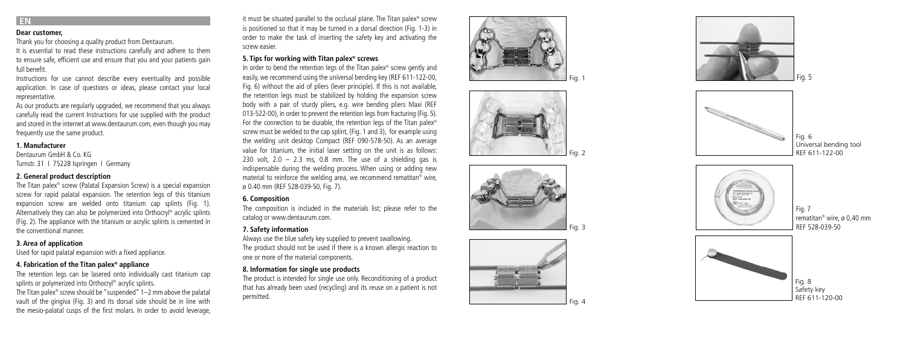**EN**

**Dear customer,**

Thank you for choosing a quality product from Dentaurum.

It is essential to read these instructions carefully and adhere to them to ensure safe, efficient use and ensure that you and your patients gain full benefit.

Instructions for use cannot describe every eventuality and possible application. In case of questions or ideas, please contact your local representative.

As our products are regularly upgraded, we recommend that you always carefully read the current Instructions for use supplied with the product and stored in the internet at www.dentaurum.com, even though you may frequently use the same product.

### 1. Manufacturer

Dentaurum GmbH & Co. KG
Turnstr. 31 I 75228 Ispringen I Germany

### 2. General product description

The Titan palex® screw (Palatal Expansion Screw) is a special expansion screw for rapid palatal expansion. The retention legs of this titanium expansion screw are welded onto titanium cap splints (Fig. 1). Alternatively they can also be polymerized into Orthocryl® acrylic splints (Fig. 2). The appliance with the titanium or acrylic splints is cemented in the conventional manner.

### 3. Area of application

Used for rapid palatal expansion with a fixed appliance.

### 4. Fabrication of the Titan palex® appliance

The retention legs can be lasered onto individually cast titanium cap splints or polymerized into Orthocryl® acrylic splints.

The Titan palex® screw should be "suspended" 1–2 mm above the palatal vault of the gingiva (Fig. 3) and its dorsal side should be in line with the mesio-palatal cusps of the first molars. In order to avoid leverage, it must be situated parallel to the occlusal plane. The Titan palex® screw is positioned so that it may be turned in a dorsal direction (Fig. 1-3) in order to make the task of inserting the safety key and activating the screw easier.

### 5. Tips for working with Titan palex® screws

In order to bend the retention legs of the Titan palex® screw gently and easily, we recommend using the universal bending key (REF 611-122-00, Fig. 6) without the aid of pliers (lever principle). If this is not available, the retention legs must be stabilized by holding the expansion screw body with a pair of sturdy pliers, e.g. wire bending pliers Maxi (REF 013-522-00), in order to prevent the retention legs from fracturing (Fig. 5). For the connection to be durable, the retention legs of the Titan palex® screw must be welded to the cap splint, (Fig. 1 and 3), for example using the welding unit desktop Compact (REF 090-578-50). As an average value for titanium, the initial laser setting on the unit is as follows: 230 volt, 2.0 – 2.3 ms, 0.8 mm. The use of a shielding gas is indispensable during the welding process. When using or adding new material to reinforce the welding area, we recommend rematitan® wire, ø 0.40 mm (REF 528-039-50, Fig. 7).

### 6. Composition

The composition is included in the materials list; please refer to the catalog or www.dentaurum.com.

### 7. Safety information

Always use the blue safety key supplied to prevent swallowing.

The product should not be used if there is a known allergic reaction to one or more of the material components.

### 8. Information for single use products

The product is intended for single use only. Reconditioning of a product that has already been used (recycling) and its reuse on a patient is not permitted.

Fig. 1

Fig. 2

Fig. 3

Fig. 4

Fig. 5

Fig. 6
Universal bending tool
REF 611-122-00

Fig. 7
rematitan® wire, ø 0,40 mm
REF 528-039-50

Fig. 8
Safety key
REF 611-120-00